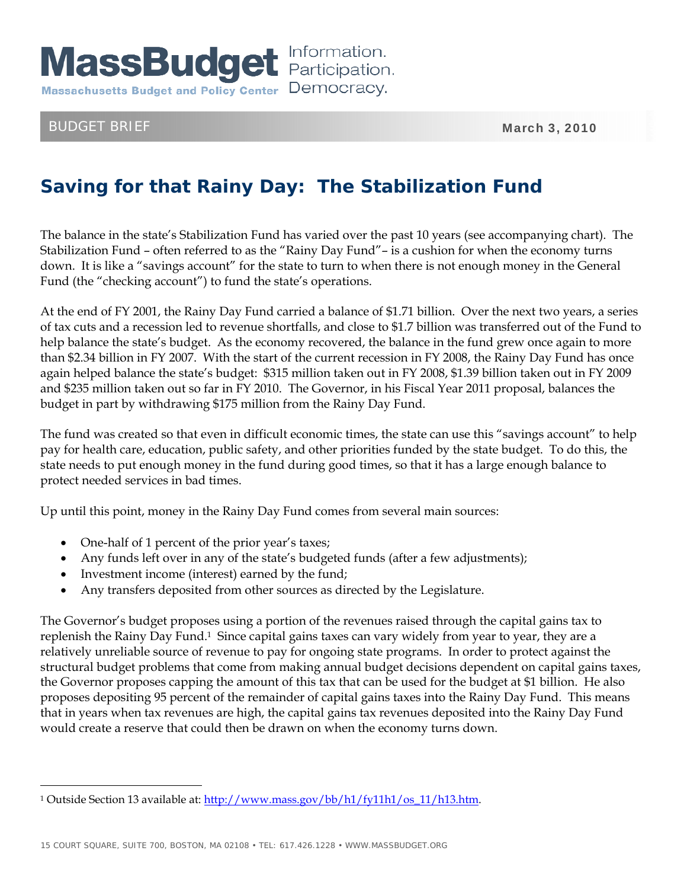MassBudget Information. Participation. Democracy.

Massachusetts Budget and Policy Center

BUDGET BRIEF

March 3, 2010

# Saving for that Rainy Day: The Stabilization Fund

The balance in the state's Stabilization Fund has varied over the past 10 years (see accompanying chart). The Stabilization Fund – often referred to as the "Rainy Day Fund"– is a cushion for when the economy turns down. It is like a "savings account" for the state to turn to when there is not enough money in the General Fund (the "checking account") to fund the state's operations.

At the end of FY 2001, the Rainy Day Fund carried a balance of $1.71 billion. Over the next two years, a series of tax cuts and a recession led to revenue shortfalls, and close to $1.7 billion was transferred out of the Fund to help balance the state's budget. As the economy recovered, the balance in the fund grew once again to more than $2.34 billion in FY 2007. With the start of the current recession in FY 2008, the Rainy Day Fund has once again helped balance the state's budget: $315 million taken out in FY 2008, $1.39 billion taken out in FY 2009 and $235 million taken out so far in FY 2010. The Governor, in his Fiscal Year 2011 proposal, balances the budget in part by withdrawing $175 million from the Rainy Day Fund.

The fund was created so that even in difficult economic times, the state can use this "savings account" to help pay for health care, education, public safety, and other priorities funded by the state budget. To do this, the state needs to put enough money in the fund during good times, so that it has a large enough balance to protect needed services in bad times.

Up until this point, money in the Rainy Day Fund comes from several main sources:

- One-half of 1 percent of the prior year's taxes;
- Any funds left over in any of the state's budgeted funds (after a few adjustments);
- Investment income (interest) earned by the fund;
- Any transfers deposited from other sources as directed by the Legislature.

The Governor's budget proposes using a portion of the revenues raised through the capital gains tax to replenish the Rainy Day Fund.[1] Since capital gains taxes can vary widely from year to year, they are a relatively unreliable source of revenue to pay for ongoing state programs. In order to protect against the structural budget problems that come from making annual budget decisions dependent on capital gains taxes, the Governor proposes capping the amount of this tax that can be used for the budget at $1 billion. He also proposes depositing 95 percent of the remainder of capital gains taxes into the Rainy Day Fund. This means that in years when tax revenues are high, the capital gains tax revenues deposited into the Rainy Day Fund would create a reserve that could then be drawn on when the economy turns down.

---

[1] Outside Section 13 available at: http://www.mass.gov/bb/h1/fy11h1/os_11/h13.htm.

15 COURT SQUARE, SUITE 700, BOSTON, MA 02108 • TEL: 617.426.1228 • WWW.MASSBUDGET.ORG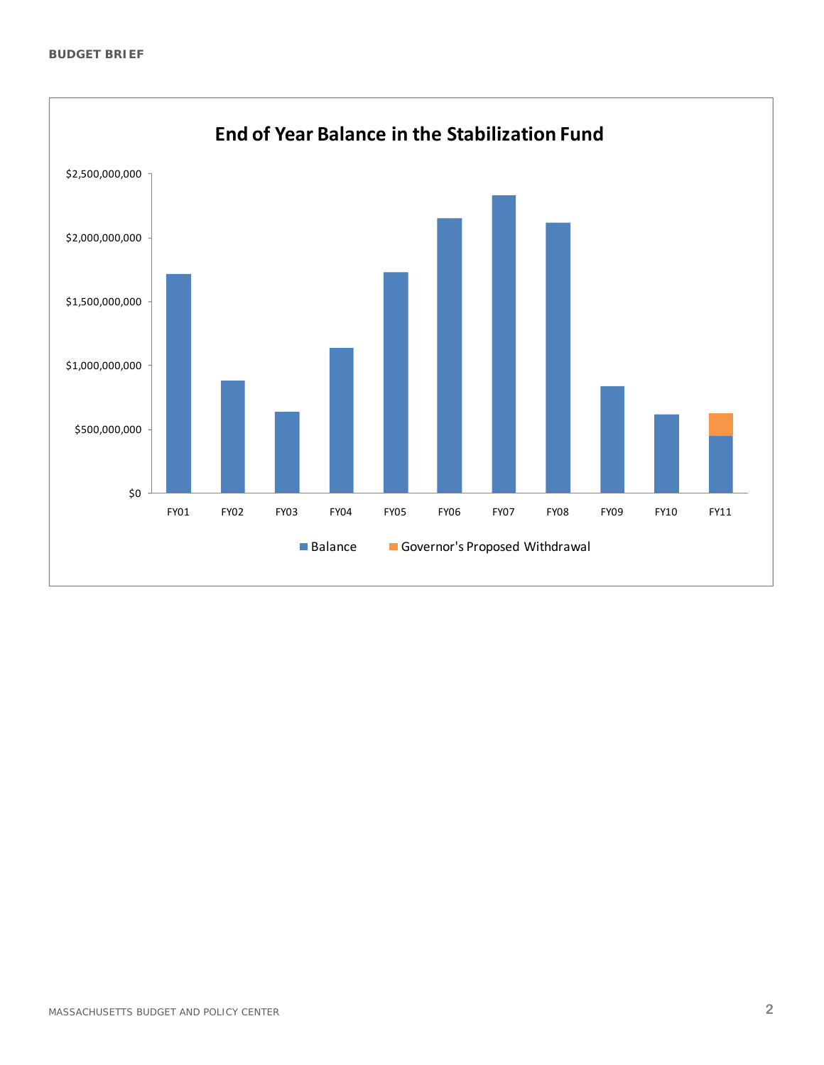## End of Year Balance in the Stabilization Fund

$2,500,000,000
$2,000,000,000
$1,500,000,000
$1,000,000,000
$500,000,000
$0

FY01 FY02 FY03 FY04 FY05 FY06 FY07 FY08 FY09 FY10 FY11

Balance
Governor's Proposed Withdrawal